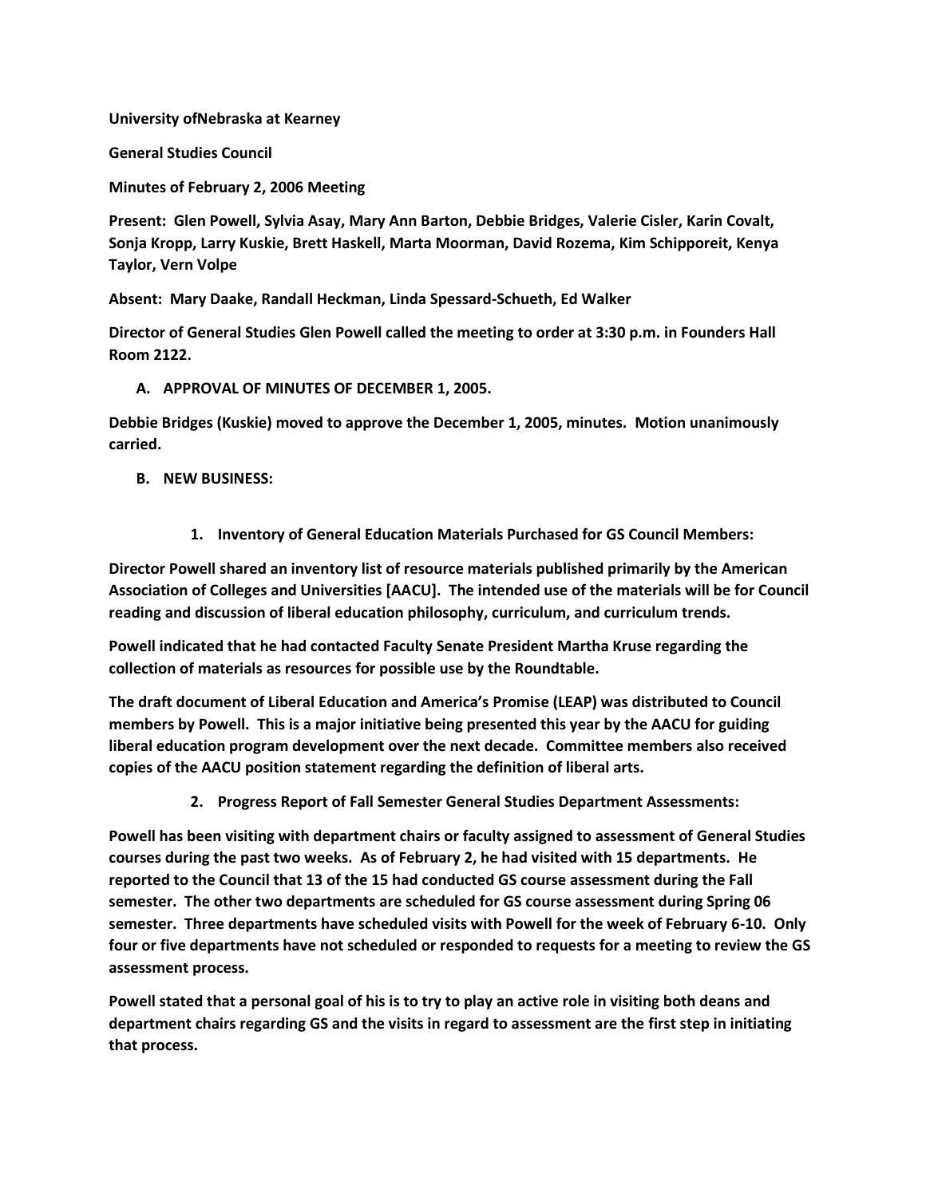**University ofNebraska at Kearney**

**General Studies Council**

**Minutes of February 2, 2006 Meeting**

**Present: Glen Powell, Sylvia Asay, Mary Ann Barton, Debbie Bridges, Valerie Cisler, Karin Covalt, Sonja Kropp, Larry Kuskie, Brett Haskell, Marta Moorman, David Rozema, Kim Schipporeit, Kenya Taylor, Vern Volpe**

**Absent: Mary Daake, Randall Heckman, Linda Spessard-Schueth, Ed Walker**

**Director of General Studies Glen Powell called the meeting to order at 3:30 p.m. in Founders Hall Room 2122.**

**A. APPROVAL OF MINUTES OF DECEMBER 1, 2005.**

**Debbie Bridges (Kuskie) moved to approve the December 1, 2005, minutes. Motion unanimously carried.**

**B. NEW BUSINESS:**

**1. Inventory of General Education Materials Purchased for GS Council Members:**

**Director Powell shared an inventory list of resource materials published primarily by the American Association of Colleges and Universities [AACU]. The intended use of the materials will be for Council reading and discussion of liberal education philosophy, curriculum, and curriculum trends.**

**Powell indicated that he had contacted Faculty Senate President Martha Kruse regarding the collection of materials as resources for possible use by the Roundtable.**

**The draft document of Liberal Education and America's Promise (LEAP) was distributed to Council members by Powell. This is a major initiative being presented this year by the AACU for guiding liberal education program development over the next decade. Committee members also received copies of the AACU position statement regarding the definition of liberal arts.**

**2. Progress Report of Fall Semester General Studies Department Assessments:**

**Powell has been visiting with department chairs or faculty assigned to assessment of General Studies courses during the past two weeks. As of February 2, he had visited with 15 departments. He reported to the Council that 13 of the 15 had conducted GS course assessment during the Fall semester. The other two departments are scheduled for GS course assessment during Spring 06 semester. Three departments have scheduled visits with Powell for the week of February 6-10. Only four or five departments have not scheduled or responded to requests for a meeting to review the GS assessment process.**

**Powell stated that a personal goal of his is to try to play an active role in visiting both deans and department chairs regarding GS and the visits in regard to assessment are the first step in initiating that process.**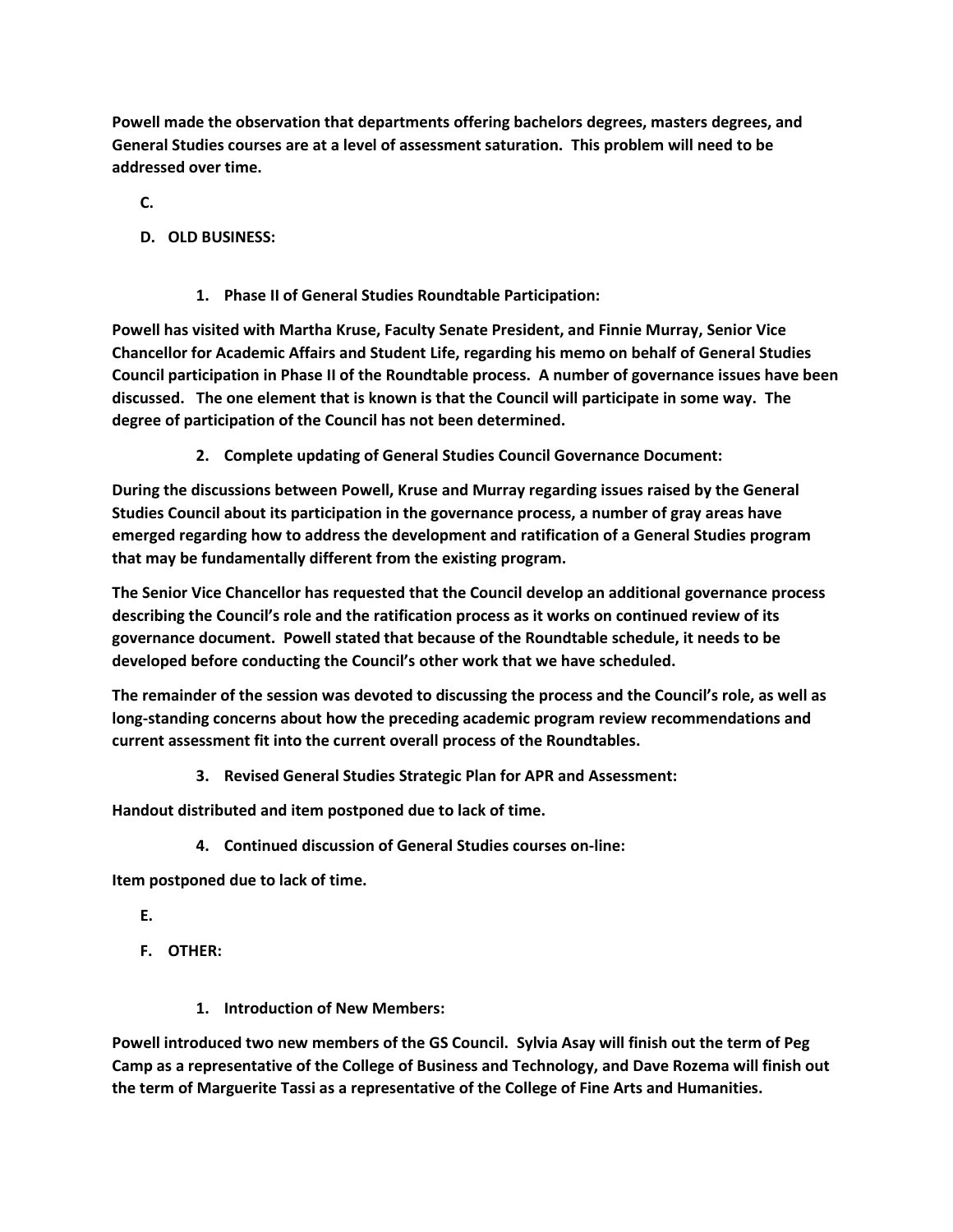**Powell made the observation that departments offering bachelors degrees, masters degrees, and General Studies courses are at a level of assessment saturation. This problem will need to be addressed over time.**

**C.**

**D. OLD BUSINESS:**

**1. Phase II of General Studies Roundtable Participation:**

**Powell has visited with Martha Kruse, Faculty Senate President, and Finnie Murray, Senior Vice Chancellor for Academic Affairs and Student Life, regarding his memo on behalf of General Studies Council participation in Phase II of the Roundtable process. A number of governance issues have been discussed. The one element that is known is that the Council will participate in some way. The degree of participation of the Council has not been determined.**

**2. Complete updating of General Studies Council Governance Document:**

**During the discussions between Powell, Kruse and Murray regarding issues raised by the General Studies Council about its participation in the governance process, a number of gray areas have emerged regarding how to address the development and ratification of a General Studies program that may be fundamentally different from the existing program.**

**The Senior Vice Chancellor has requested that the Council develop an additional governance process describing the Council's role and the ratification process as it works on continued review of its governance document. Powell stated that because of the Roundtable schedule, it needs to be developed before conducting the Council's other work that we have scheduled.**

**The remainder of the session was devoted to discussing the process and the Council's role, as well as long-standing concerns about how the preceding academic program review recommendations and current assessment fit into the current overall process of the Roundtables.**

**3. Revised General Studies Strategic Plan for APR and Assessment:**

**Handout distributed and item postponed due to lack of time.**

**4. Continued discussion of General Studies courses on-line:**

**Item postponed due to lack of time.**

**E.**

**F. OTHER:**

**1. Introduction of New Members:**

**Powell introduced two new members of the GS Council. Sylvia Asay will finish out the term of Peg Camp as a representative of the College of Business and Technology, and Dave Rozema will finish out the term of Marguerite Tassi as a representative of the College of Fine Arts and Humanities.**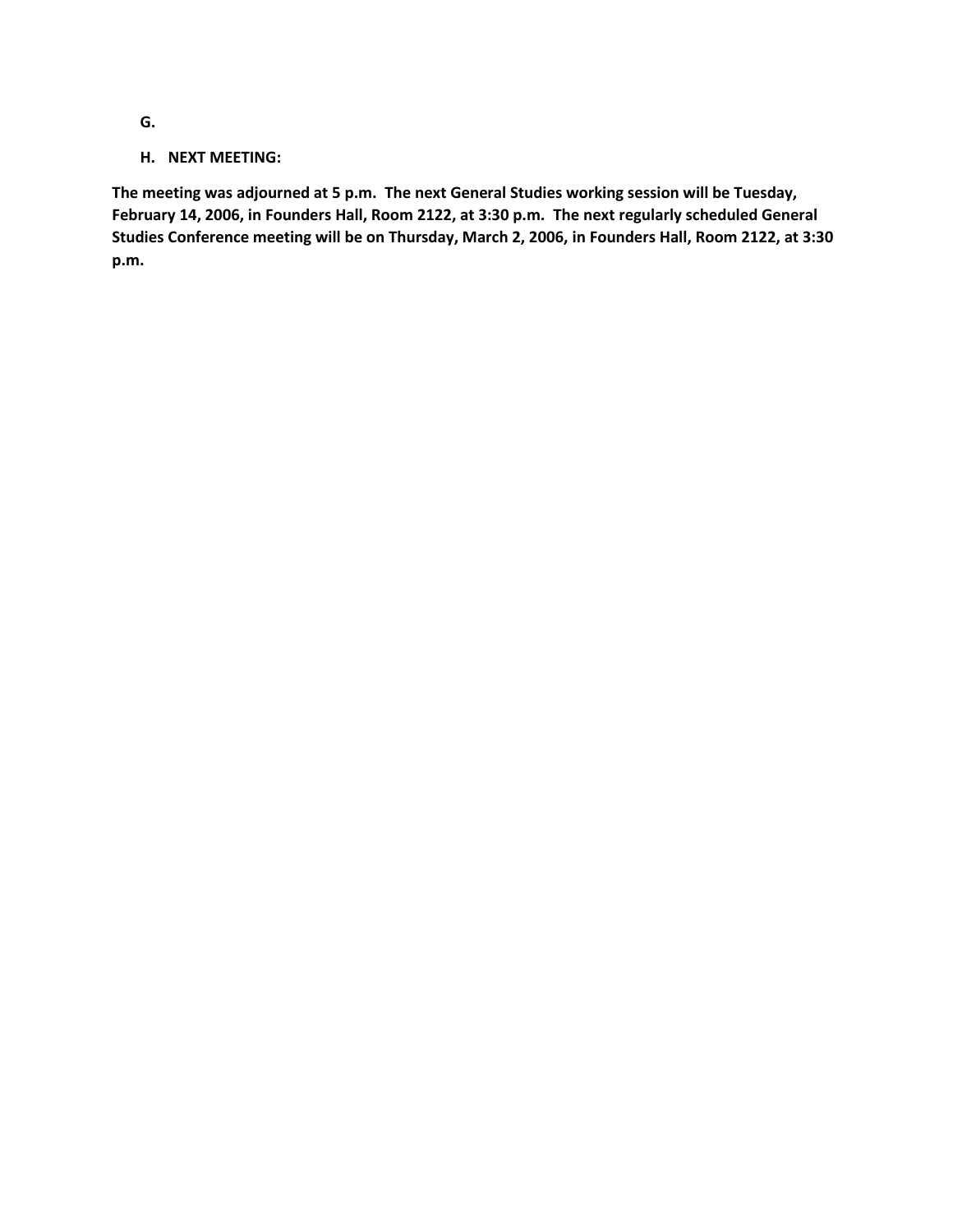**G.**

**H. NEXT MEETING:**

**The meeting was adjourned at 5 p.m. The next General Studies working session will be Tuesday, February 14, 2006, in Founders Hall, Room 2122, at 3:30 p.m. The next regularly scheduled General Studies Conference meeting will be on Thursday, March 2, 2006, in Founders Hall, Room 2122, at 3:30 p.m.**